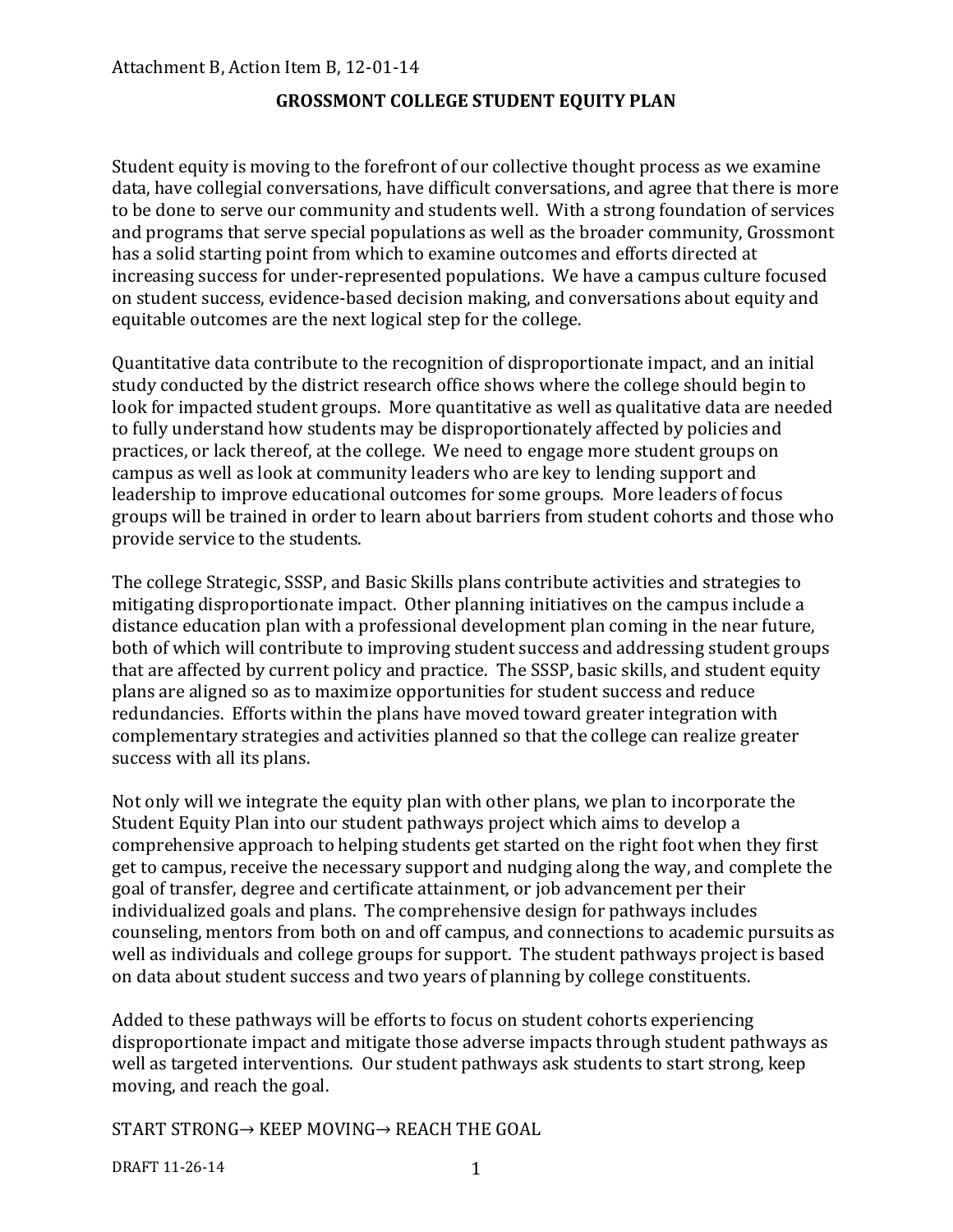Attachment B, Action Item B, 12-01-14

# GROSSMONT COLLEGE STUDENT EQUITY PLAN

Student equity is moving to the forefront of our collective thought process as we examine data, have collegial conversations, have difficult conversations, and agree that there is more to be done to serve our community and students well. With a strong foundation of services and programs that serve special populations as well as the broader community, Grossmont has a solid starting point from which to examine outcomes and efforts directed at increasing success for under-represented populations. We have a campus culture focused on student success, evidence-based decision making, and conversations about equity and equitable outcomes are the next logical step for the college.

Quantitative data contribute to the recognition of disproportionate impact, and an initial study conducted by the district research office shows where the college should begin to look for impacted student groups. More quantitative as well as qualitative data are needed to fully understand how students may be disproportionately affected by policies and practices, or lack thereof, at the college. We need to engage more student groups on campus as well as look at community leaders who are key to lending support and leadership to improve educational outcomes for some groups. More leaders of focus groups will be trained in order to learn about barriers from student cohorts and those who provide service to the students.

The college Strategic, SSSP, and Basic Skills plans contribute activities and strategies to mitigating disproportionate impact. Other planning initiatives on the campus include a distance education plan with a professional development plan coming in the near future, both of which will contribute to improving student success and addressing student groups that are affected by current policy and practice. The SSSP, basic skills, and student equity plans are aligned so as to maximize opportunities for student success and reduce redundancies. Efforts within the plans have moved toward greater integration with complementary strategies and activities planned so that the college can realize greater success with all its plans.

Not only will we integrate the equity plan with other plans, we plan to incorporate the Student Equity Plan into our student pathways project which aims to develop a comprehensive approach to helping students get started on the right foot when they first get to campus, receive the necessary support and nudging along the way, and complete the goal of transfer, degree and certificate attainment, or job advancement per their individualized goals and plans. The comprehensive design for pathways includes counseling, mentors from both on and off campus, and connections to academic pursuits as well as individuals and college groups for support. The student pathways project is based on data about student success and two years of planning by college constituents.

Added to these pathways will be efforts to focus on student cohorts experiencing disproportionate impact and mitigate those adverse impacts through student pathways as well as targeted interventions. Our student pathways ask students to start strong, keep moving, and reach the goal.

START STRONG→ KEEP MOVING→ REACH THE GOAL

DRAFT 11-26-14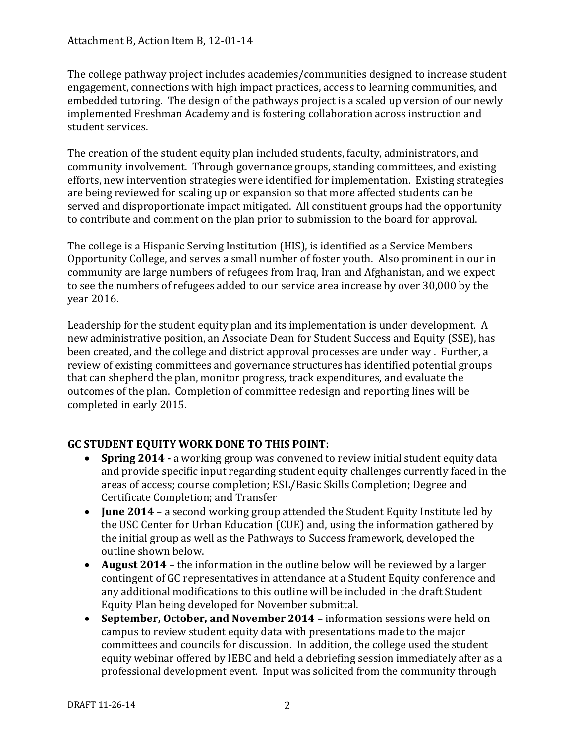The college pathway project includes academies/communities designed to increase student engagement, connections with high impact practices, access to learning communities, and embedded tutoring. The design of the pathways project is a scaled up version of our newly implemented Freshman Academy and is fostering collaboration across instruction and student services.

The creation of the student equity plan included students, faculty, administrators, and community involvement. Through governance groups, standing committees, and existing efforts, new intervention strategies were identified for implementation. Existing strategies are being reviewed for scaling up or expansion so that more affected students can be served and disproportionate impact mitigated. All constituent groups had the opportunity to contribute and comment on the plan prior to submission to the board for approval.

The college is a Hispanic Serving Institution (HIS), is identified as a Service Members Opportunity College, and serves a small number of foster youth. Also prominent in our in community are large numbers of refugees from Iraq, Iran and Afghanistan, and we expect to see the numbers of refugees added to our service area increase by over 30,000 by the year 2016.

Leadership for the student equity plan and its implementation is under development. A new administrative position, an Associate Dean for Student Success and Equity (SSE), has been created, and the college and district approval processes are under way . Further, a review of existing committees and governance structures has identified potential groups that can shepherd the plan, monitor progress, track expenditures, and evaluate the outcomes of the plan. Completion of committee redesign and reporting lines will be completed in early 2015.

**GC STUDENT EQUITY WORK DONE TO THIS POINT:**

- **Spring 2014 -** a working group was convened to review initial student equity data and provide specific input regarding student equity challenges currently faced in the areas of access; course completion; ESL/Basic Skills Completion; Degree and Certificate Completion; and Transfer
- **June 2014** – a second working group attended the Student Equity Institute led by the USC Center for Urban Education (CUE) and, using the information gathered by the initial group as well as the Pathways to Success framework, developed the outline shown below.
- **August 2014** – the information in the outline below will be reviewed by a larger contingent of GC representatives in attendance at a Student Equity conference and any additional modifications to this outline will be included in the draft Student Equity Plan being developed for November submittal.
- **September, October, and November 2014** – information sessions were held on campus to review student equity data with presentations made to the major committees and councils for discussion. In addition, the college used the student equity webinar offered by IEBC and held a debriefing session immediately after as a professional development event. Input was solicited from the community through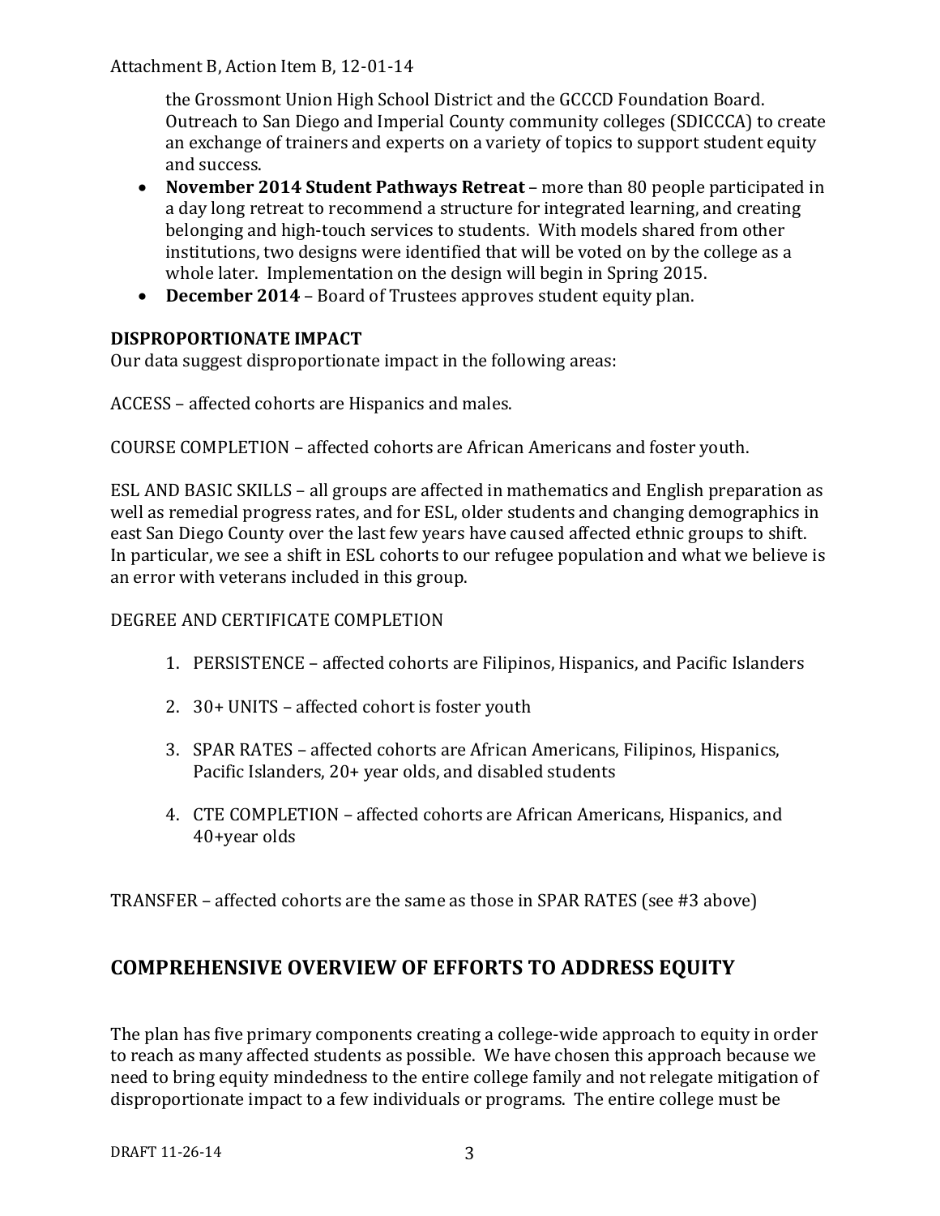the Grossmont Union High School District and the GCCCD Foundation Board. Outreach to San Diego and Imperial County community colleges (SDICCCA) to create an exchange of trainers and experts on a variety of topics to support student equity and success.

- **November 2014 Student Pathways Retreat** – more than 80 people participated in a day long retreat to recommend a structure for integrated learning, and creating belonging and high-touch services to students. With models shared from other institutions, two designs were identified that will be voted on by the college as a whole later. Implementation on the design will begin in Spring 2015.
- **December 2014** – Board of Trustees approves student equity plan.

**DISPROPORTIONATE IMPACT**

Our data suggest disproportionate impact in the following areas:

ACCESS – affected cohorts are Hispanics and males.

COURSE COMPLETION – affected cohorts are African Americans and foster youth.

ESL AND BASIC SKILLS – all groups are affected in mathematics and English preparation as well as remedial progress rates, and for ESL, older students and changing demographics in east San Diego County over the last few years have caused affected ethnic groups to shift. In particular, we see a shift in ESL cohorts to our refugee population and what we believe is an error with veterans included in this group.

DEGREE AND CERTIFICATE COMPLETION

1. PERSISTENCE – affected cohorts are Filipinos, Hispanics, and Pacific Islanders
2. 30+ UNITS – affected cohort is foster youth
3. SPAR RATES – affected cohorts are African Americans, Filipinos, Hispanics, Pacific Islanders, 20+ year olds, and disabled students
4. CTE COMPLETION – affected cohorts are African Americans, Hispanics, and 40+year olds

TRANSFER – affected cohorts are the same as those in SPAR RATES (see #3 above)

## COMPREHENSIVE OVERVIEW OF EFFORTS TO ADDRESS EQUITY

The plan has five primary components creating a college-wide approach to equity in order to reach as many affected students as possible. We have chosen this approach because we need to bring equity mindedness to the entire college family and not relegate mitigation of disproportionate impact to a few individuals or programs. The entire college must be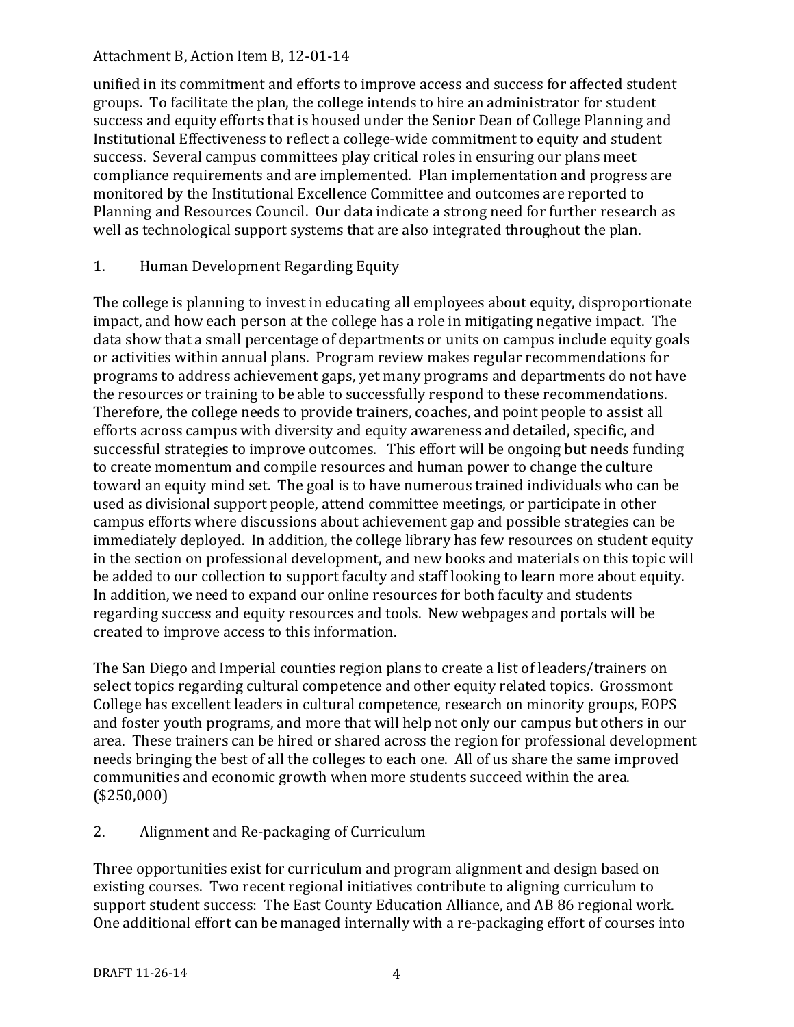unified in its commitment and efforts to improve access and success for affected student groups. To facilitate the plan, the college intends to hire an administrator for student success and equity efforts that is housed under the Senior Dean of College Planning and Institutional Effectiveness to reflect a college-wide commitment to equity and student success. Several campus committees play critical roles in ensuring our plans meet compliance requirements and are implemented. Plan implementation and progress are monitored by the Institutional Excellence Committee and outcomes are reported to Planning and Resources Council. Our data indicate a strong need for further research as well as technological support systems that are also integrated throughout the plan.

1. Human Development Regarding Equity

The college is planning to invest in educating all employees about equity, disproportionate impact, and how each person at the college has a role in mitigating negative impact. The data show that a small percentage of departments or units on campus include equity goals or activities within annual plans. Program review makes regular recommendations for programs to address achievement gaps, yet many programs and departments do not have the resources or training to be able to successfully respond to these recommendations. Therefore, the college needs to provide trainers, coaches, and point people to assist all efforts across campus with diversity and equity awareness and detailed, specific, and successful strategies to improve outcomes. This effort will be ongoing but needs funding to create momentum and compile resources and human power to change the culture toward an equity mind set. The goal is to have numerous trained individuals who can be used as divisional support people, attend committee meetings, or participate in other campus efforts where discussions about achievement gap and possible strategies can be immediately deployed. In addition, the college library has few resources on student equity in the section on professional development, and new books and materials on this topic will be added to our collection to support faculty and staff looking to learn more about equity. In addition, we need to expand our online resources for both faculty and students regarding success and equity resources and tools. New webpages and portals will be created to improve access to this information.

The San Diego and Imperial counties region plans to create a list of leaders/trainers on select topics regarding cultural competence and other equity related topics. Grossmont College has excellent leaders in cultural competence, research on minority groups, EOPS and foster youth programs, and more that will help not only our campus but others in our area. These trainers can be hired or shared across the region for professional development needs bringing the best of all the colleges to each one. All of us share the same improved communities and economic growth when more students succeed within the area. ($250,000)

2. Alignment and Re-packaging of Curriculum

Three opportunities exist for curriculum and program alignment and design based on existing courses. Two recent regional initiatives contribute to aligning curriculum to support student success: The East County Education Alliance, and AB 86 regional work. One additional effort can be managed internally with a re-packaging effort of courses into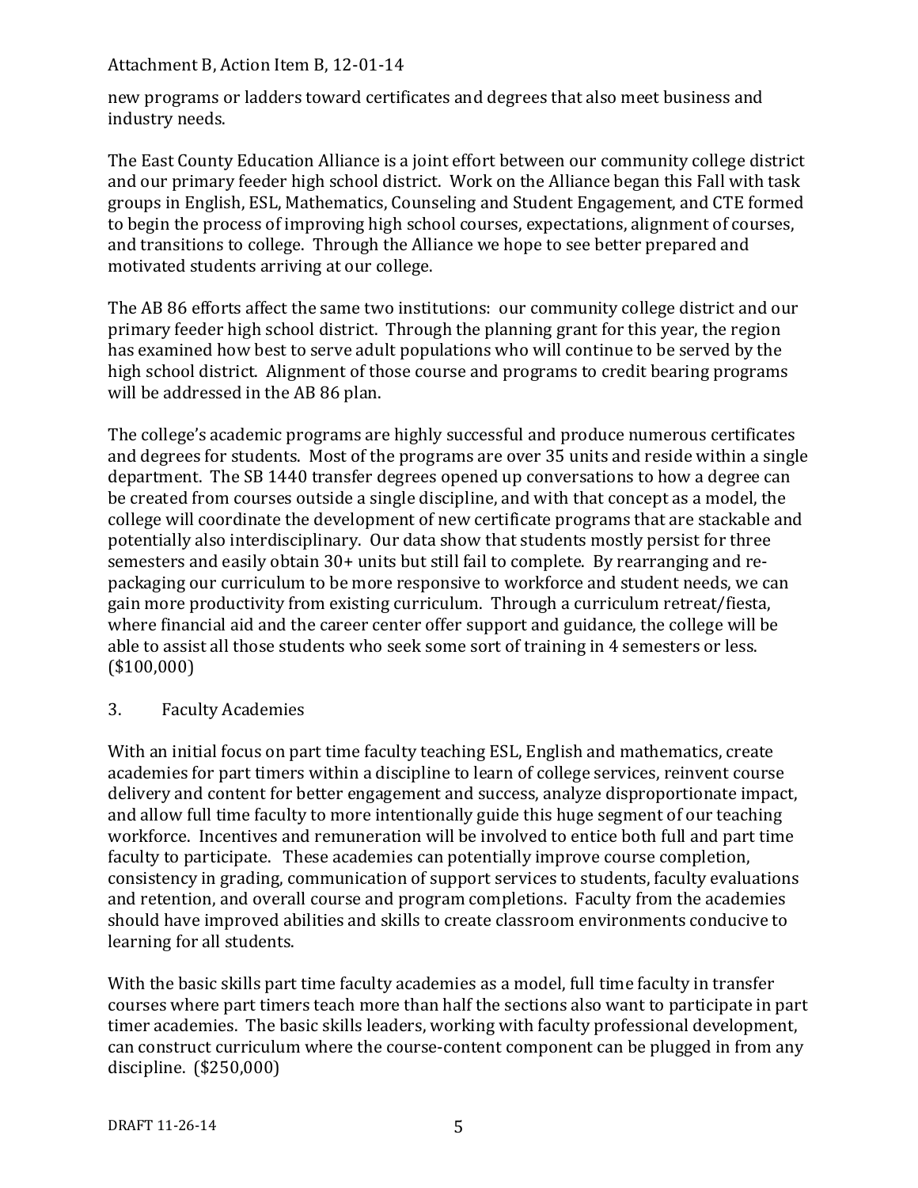new programs or ladders toward certificates and degrees that also meet business and industry needs.

The East County Education Alliance is a joint effort between our community college district and our primary feeder high school district. Work on the Alliance began this Fall with task groups in English, ESL, Mathematics, Counseling and Student Engagement, and CTE formed to begin the process of improving high school courses, expectations, alignment of courses, and transitions to college. Through the Alliance we hope to see better prepared and motivated students arriving at our college.

The AB 86 efforts affect the same two institutions: our community college district and our primary feeder high school district. Through the planning grant for this year, the region has examined how best to serve adult populations who will continue to be served by the high school district. Alignment of those course and programs to credit bearing programs will be addressed in the AB 86 plan.

The college's academic programs are highly successful and produce numerous certificates and degrees for students. Most of the programs are over 35 units and reside within a single department. The SB 1440 transfer degrees opened up conversations to how a degree can be created from courses outside a single discipline, and with that concept as a model, the college will coordinate the development of new certificate programs that are stackable and potentially also interdisciplinary. Our data show that students mostly persist for three semesters and easily obtain 30+ units but still fail to complete. By rearranging and re-packaging our curriculum to be more responsive to workforce and student needs, we can gain more productivity from existing curriculum. Through a curriculum retreat/fiesta, where financial aid and the career center offer support and guidance, the college will be able to assist all those students who seek some sort of training in 4 semesters or less. ($100,000)

3. Faculty Academies

With an initial focus on part time faculty teaching ESL, English and mathematics, create academies for part timers within a discipline to learn of college services, reinvent course delivery and content for better engagement and success, analyze disproportionate impact, and allow full time faculty to more intentionally guide this huge segment of our teaching workforce. Incentives and remuneration will be involved to entice both full and part time faculty to participate. These academies can potentially improve course completion, consistency in grading, communication of support services to students, faculty evaluations and retention, and overall course and program completions. Faculty from the academies should have improved abilities and skills to create classroom environments conducive to learning for all students.

With the basic skills part time faculty academies as a model, full time faculty in transfer courses where part timers teach more than half the sections also want to participate in part timer academies. The basic skills leaders, working with faculty professional development, can construct curriculum where the course-content component can be plugged in from any discipline. ($250,000)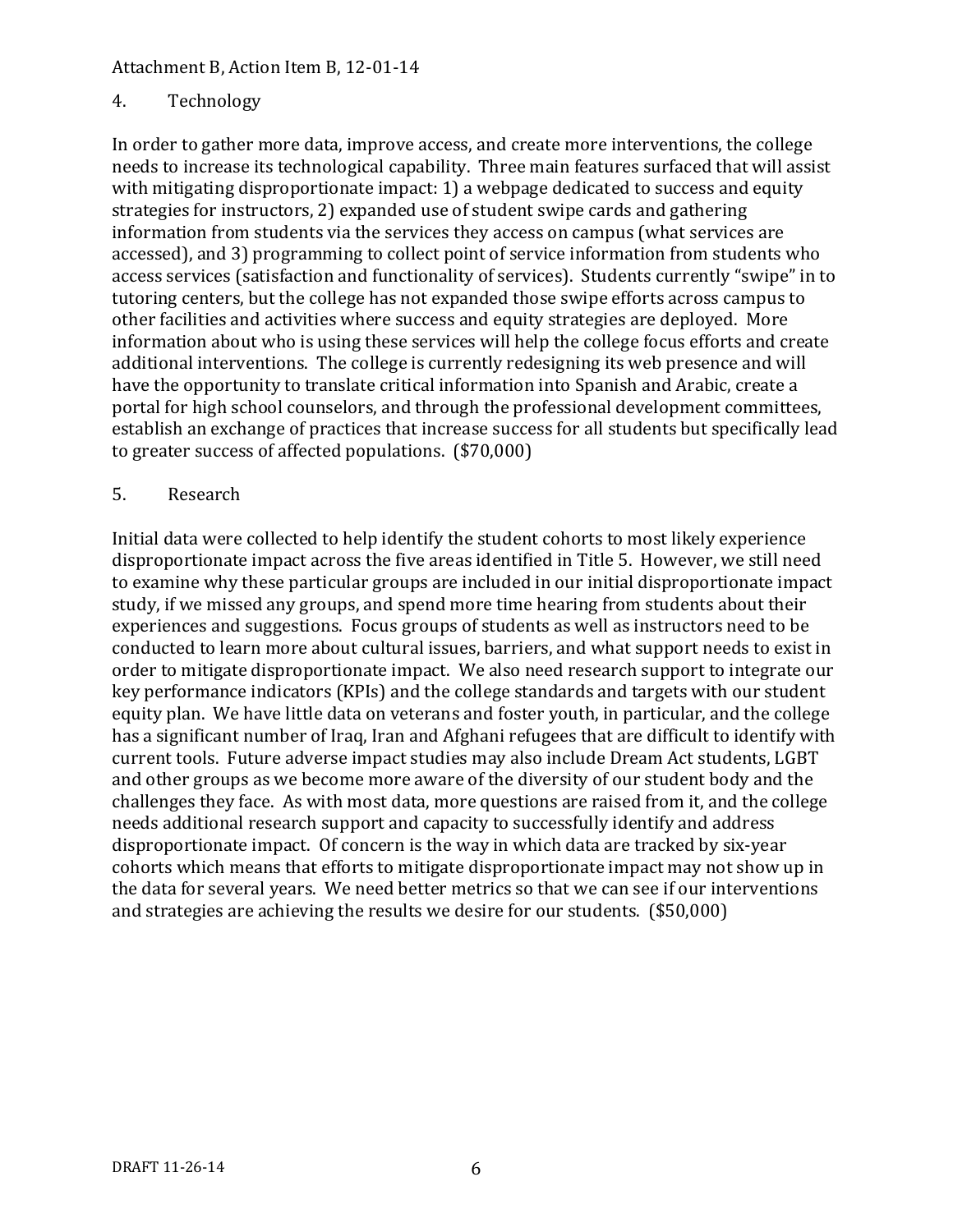Attachment B, Action Item B, 12-01-14

## 4. Technology

In order to gather more data, improve access, and create more interventions, the college needs to increase its technological capability. Three main features surfaced that will assist with mitigating disproportionate impact: 1) a webpage dedicated to success and equity strategies for instructors, 2) expanded use of student swipe cards and gathering information from students via the services they access on campus (what services are accessed), and 3) programming to collect point of service information from students who access services (satisfaction and functionality of services). Students currently "swipe" in to tutoring centers, but the college has not expanded those swipe efforts across campus to other facilities and activities where success and equity strategies are deployed. More information about who is using these services will help the college focus efforts and create additional interventions. The college is currently redesigning its web presence and will have the opportunity to translate critical information into Spanish and Arabic, create a portal for high school counselors, and through the professional development committees, establish an exchange of practices that increase success for all students but specifically lead to greater success of affected populations. ($70,000)

## 5. Research

Initial data were collected to help identify the student cohorts to most likely experience disproportionate impact across the five areas identified in Title 5. However, we still need to examine why these particular groups are included in our initial disproportionate impact study, if we missed any groups, and spend more time hearing from students about their experiences and suggestions. Focus groups of students as well as instructors need to be conducted to learn more about cultural issues, barriers, and what support needs to exist in order to mitigate disproportionate impact. We also need research support to integrate our key performance indicators (KPIs) and the college standards and targets with our student equity plan. We have little data on veterans and foster youth, in particular, and the college has a significant number of Iraq, Iran and Afghani refugees that are difficult to identify with current tools. Future adverse impact studies may also include Dream Act students, LGBT and other groups as we become more aware of the diversity of our student body and the challenges they face. As with most data, more questions are raised from it, and the college needs additional research support and capacity to successfully identify and address disproportionate impact. Of concern is the way in which data are tracked by six-year cohorts which means that efforts to mitigate disproportionate impact may not show up in the data for several years. We need better metrics so that we can see if our interventions and strategies are achieving the results we desire for our students. ($50,000)

DRAFT 11-26-14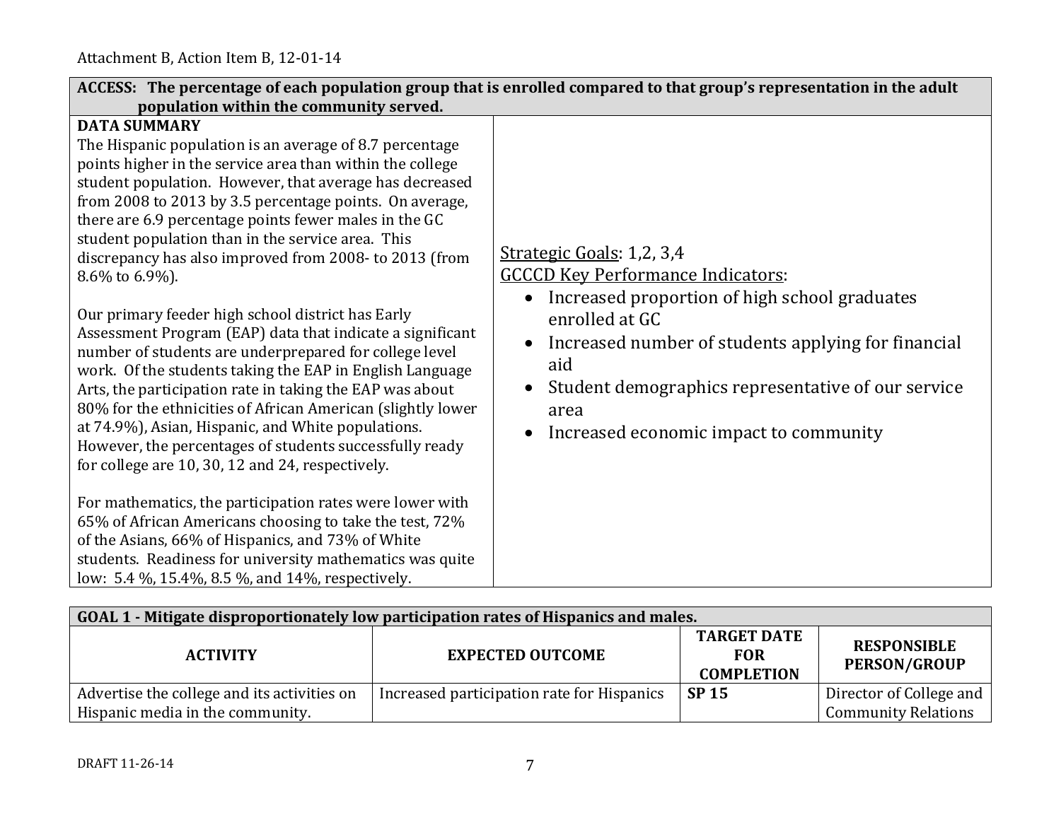Attachment B, Action Item B, 12-01-14

| **ACCESS: The percentage of each population group that is enrolled compared to that group's representation in the adult population within the community served.** | |
|---|---|
| **DATA SUMMARY**<br>The Hispanic population is an average of 8.7 percentage points higher in the service area than within the college student population. However, that average has decreased from 2008 to 2013 by 3.5 percentage points. On average, there are 6.9 percentage points fewer males in the GC student population than in the service area. This discrepancy has also improved from 2008- to 2013 (from 8.6% to 6.9%).<br><br>Our primary feeder high school district has Early Assessment Program (EAP) data that indicate a significant number of students are underprepared for college level work. Of the students taking the EAP in English Language Arts, the participation rate in taking the EAP was about 80% for the ethnicities of African American (slightly lower at 74.9%), Asian, Hispanic, and White populations. However, the percentages of students successfully ready for college are 10, 30, 12 and 24, respectively.<br><br>For mathematics, the participation rates were lower with 65% of African Americans choosing to take the test, 72% of the Asians, 66% of Hispanics, and 73% of White students. Readiness for university mathematics was quite low: 5.4 %, 15.4%, 8.5 %, and 14%, respectively. | Strategic Goals: 1,2, 3,4<br>GCCCD Key Performance Indicators:<br>• Increased proportion of high school graduates enrolled at GC<br>• Increased number of students applying for financial aid<br>• Student demographics representative of our service area<br>• Increased economic impact to community |

| **GOAL 1 - Mitigate disproportionately low participation rates of Hispanics and males.** | | | |
|---|---|---|---|
| **ACTIVITY** | **EXPECTED OUTCOME** | **TARGET DATE FOR COMPLETION** | **RESPONSIBLE PERSON/GROUP** |
| Advertise the college and its activities on Hispanic media in the community. | Increased participation rate for Hispanics | **SP 15** | Director of College and Community Relations |

DRAFT 11-26-14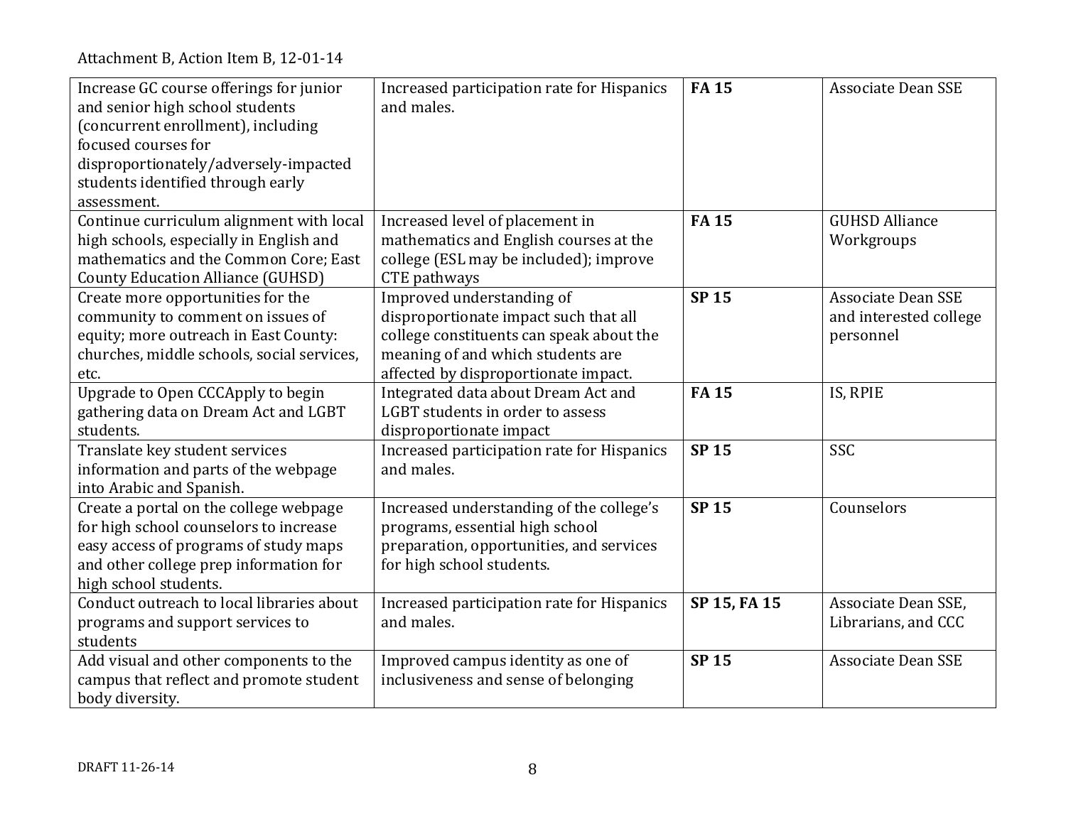Attachment B, Action Item B, 12-01-14

| | | | |
|---|---|---|---|
| Increase GC course offerings for junior and senior high school students (concurrent enrollment), including focused courses for disproportionately/adversely-impacted students identified through early assessment. | Increased participation rate for Hispanics and males. | **FA 15** | Associate Dean SSE |
| Continue curriculum alignment with local high schools, especially in English and mathematics and the Common Core; East County Education Alliance (GUHSD) | Increased level of placement in mathematics and English courses at the college (ESL may be included); improve CTE pathways | **FA 15** | GUHSD Alliance Workgroups |
| Create more opportunities for the community to comment on issues of equity; more outreach in East County: churches, middle schools, social services, etc. | Improved understanding of disproportionate impact such that all college constituents can speak about the meaning of and which students are affected by disproportionate impact. | **SP 15** | Associate Dean SSE and interested college personnel |
| Upgrade to Open CCCApply to begin gathering data on Dream Act and LGBT students. | Integrated data about Dream Act and LGBT students in order to assess disproportionate impact | **FA 15** | IS, RPIE |
| Translate key student services information and parts of the webpage into Arabic and Spanish. | Increased participation rate for Hispanics and males. | **SP 15** | SSC |
| Create a portal on the college webpage for high school counselors to increase easy access of programs of study maps and other college prep information for high school students. | Increased understanding of the college's programs, essential high school preparation, opportunities, and services for high school students. | **SP 15** | Counselors |
| Conduct outreach to local libraries about programs and support services to students | Increased participation rate for Hispanics and males. | **SP 15, FA 15** | Associate Dean SSE, Librarians, and CCC |
| Add visual and other components to the campus that reflect and promote student body diversity. | Improved campus identity as one of inclusiveness and sense of belonging | **SP 15** | Associate Dean SSE |

DRAFT 11-26-14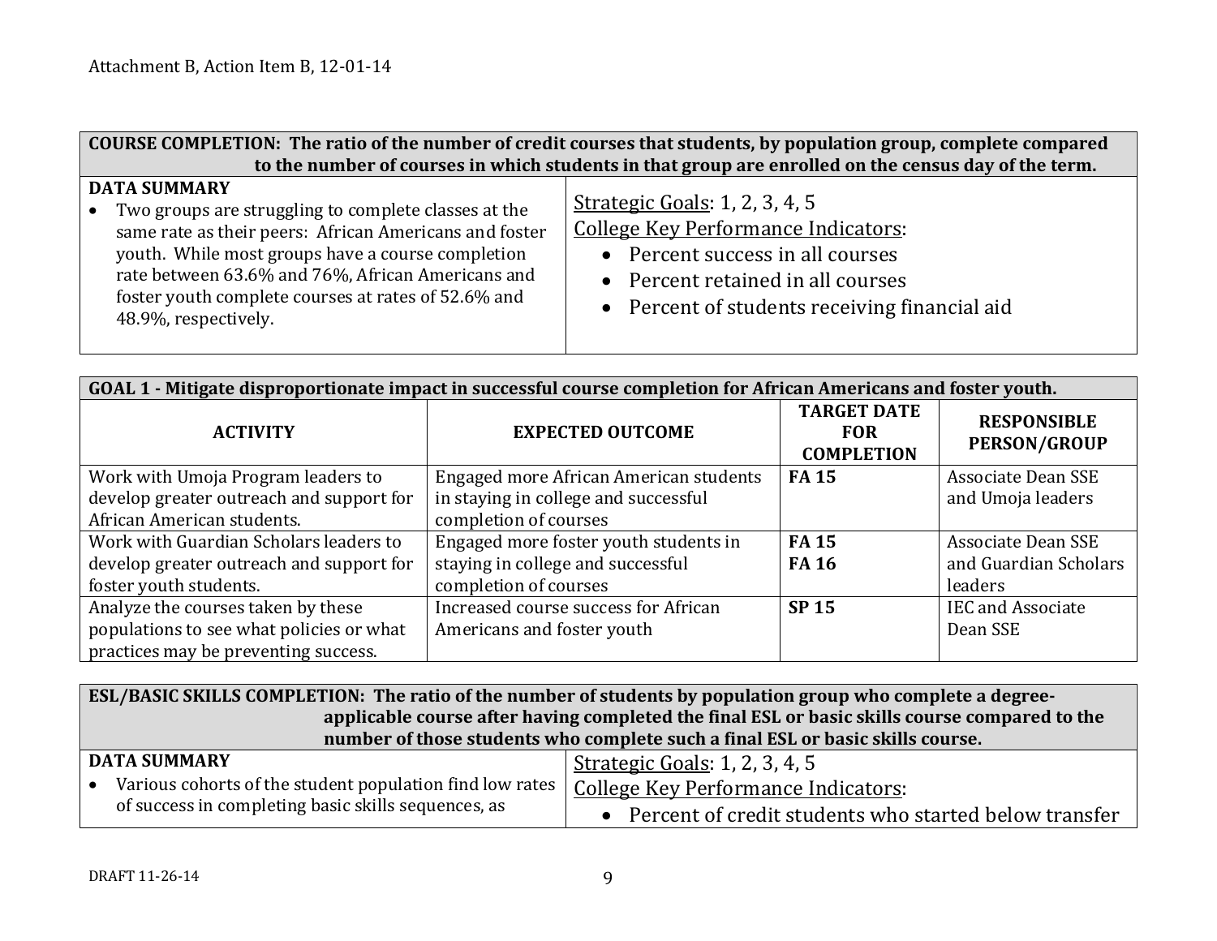Attachment B, Action Item B, 12-01-14

| COURSE COMPLETION: The ratio of the number of credit courses that students, by population group, complete compared to the number of courses in which students in that group are enrolled on the census day of the term. | |
|---|---|
| **DATA SUMMARY**<br>• Two groups are struggling to complete classes at the same rate as their peers: African Americans and foster youth. While most groups have a course completion rate between 63.6% and 76%, African Americans and foster youth complete courses at rates of 52.6% and 48.9%, respectively. | Strategic Goals: 1, 2, 3, 4, 5<br>College Key Performance Indicators:<br>• Percent success in all courses<br>• Percent retained in all courses<br>• Percent of students receiving financial aid |

| GOAL 1 - Mitigate disproportionate impact in successful course completion for African Americans and foster youth. | | | |
|---|---|---|---|
| **ACTIVITY** | **EXPECTED OUTCOME** | **TARGET DATE FOR COMPLETION** | **RESPONSIBLE PERSON/GROUP** |
| Work with Umoja Program leaders to develop greater outreach and support for African American students. | Engaged more African American students in staying in college and successful completion of courses | **FA 15** | Associate Dean SSE and Umoja leaders |
| Work with Guardian Scholars leaders to develop greater outreach and support for foster youth students. | Engaged more foster youth students in staying in college and successful completion of courses | **FA 15**<br>**FA 16** | Associate Dean SSE and Guardian Scholars leaders |
| Analyze the courses taken by these populations to see what policies or what practices may be preventing success. | Increased course success for African Americans and foster youth | **SP 15** | IEC and Associate Dean SSE |

| ESL/BASIC SKILLS COMPLETION: The ratio of the number of students by population group who complete a degree-applicable course after having completed the final ESL or basic skills course compared to the number of those students who complete such a final ESL or basic skills course. | |
|---|---|
| **DATA SUMMARY**<br>• Various cohorts of the student population find low rates of success in completing basic skills sequences, as | Strategic Goals: 1, 2, 3, 4, 5<br>College Key Performance Indicators:<br>• Percent of credit students who started below transfer |

DRAFT 11-26-14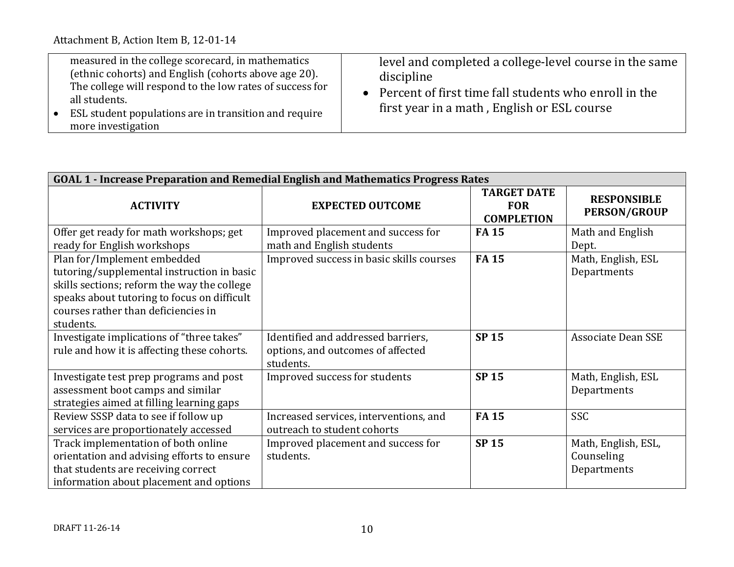| | |
|---|---|
| measured in the college scorecard, in mathematics (ethnic cohorts) and English (cohorts above age 20). The college will respond to the low rates of success for all students.<br>• ESL student populations are in transition and require more investigation | level and completed a college-level course in the same discipline<br>• Percent of first time fall students who enroll in the first year in a math , English or ESL course |

| **GOAL 1 - Increase Preparation and Remedial English and Mathematics Progress Rates** | | | |
|---|---|---|---|
| **ACTIVITY** | **EXPECTED OUTCOME** | **TARGET DATE FOR COMPLETION** | **RESPONSIBLE PERSON/GROUP** |
| Offer get ready for math workshops; get ready for English workshops | Improved placement and success for math and English students | **FA 15** | Math and English Dept. |
| Plan for/Implement embedded tutoring/supplemental instruction in basic skills sections; reform the way the college speaks about tutoring to focus on difficult courses rather than deficiencies in students. | Improved success in basic skills courses | **FA 15** | Math, English, ESL Departments |
| Investigate implications of "three takes" rule and how it is affecting these cohorts. | Identified and addressed barriers, options, and outcomes of affected students. | **SP 15** | Associate Dean SSE |
| Investigate test prep programs and post assessment boot camps and similar strategies aimed at filling learning gaps | Improved success for students | **SP 15** | Math, English, ESL Departments |
| Review SSSP data to see if follow up services are proportionately accessed | Increased services, interventions, and outreach to student cohorts | **FA 15** | SSC |
| Track implementation of both online orientation and advising efforts to ensure that students are receiving correct information about placement and options | Improved placement and success for students. | **SP 15** | Math, English, ESL, Counseling Departments |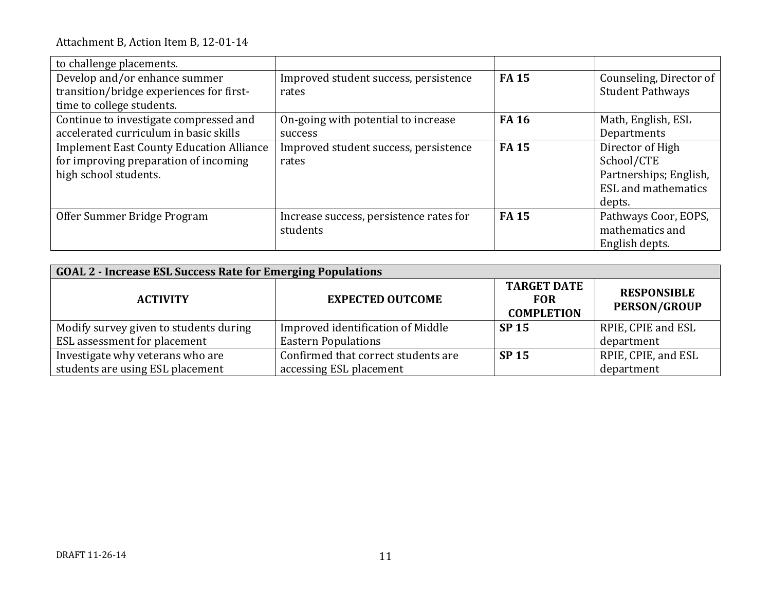| | | | |
|---|---|---|---|
| to challenge placements. | | | |
| Develop and/or enhance summer transition/bridge experiences for first-time to college students. | Improved student success, persistence rates | **FA 15** | Counseling, Director of Student Pathways |
| Continue to investigate compressed and accelerated curriculum in basic skills | On-going with potential to increase success | **FA 16** | Math, English, ESL Departments |
| Implement East County Education Alliance for improving preparation of incoming high school students. | Improved student success, persistence rates | **FA 15** | Director of High School/CTE Partnerships; English, ESL and mathematics depts. |
| Offer Summer Bridge Program | Increase success, persistence rates for students | **FA 15** | Pathways Coor, EOPS, mathematics and English depts. |

| **GOAL 2 - Increase ESL Success Rate for Emerging Populations** | | | |
|---|---|---|---|
| **ACTIVITY** | **EXPECTED OUTCOME** | **TARGET DATE FOR COMPLETION** | **RESPONSIBLE PERSON/GROUP** |
| Modify survey given to students during ESL assessment for placement | Improved identification of Middle Eastern Populations | **SP 15** | RPIE, CPIE and ESL department |
| Investigate why veterans who are students are using ESL placement | Confirmed that correct students are accessing ESL placement | **SP 15** | RPIE, CPIE, and ESL department |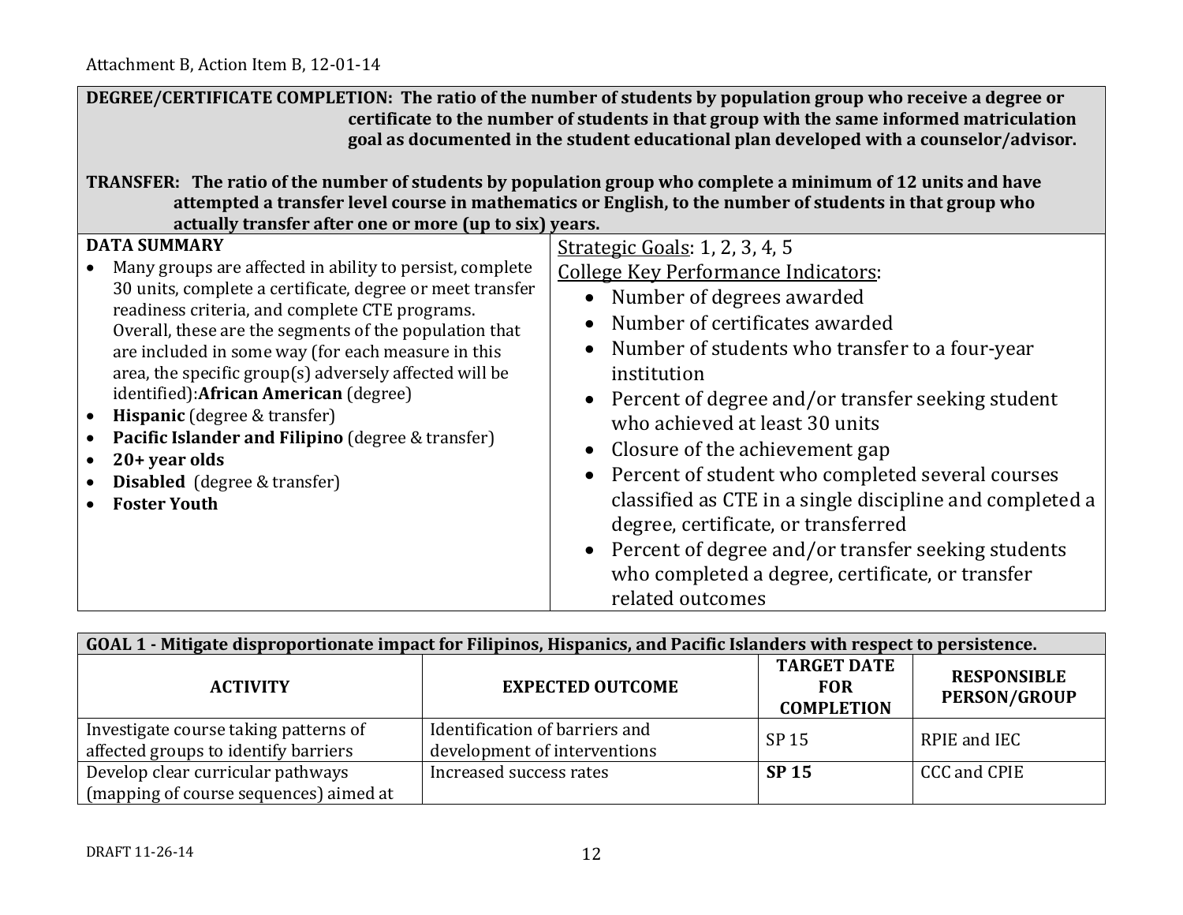Attachment B, Action Item B, 12-01-14

**DEGREE/CERTIFICATE COMPLETION: The ratio of the number of students by population group who receive a degree or certificate to the number of students in that group with the same informed matriculation goal as documented in the student educational plan developed with a counselor/advisor.**

**TRANSFER: The ratio of the number of students by population group who complete a minimum of 12 units and have attempted a transfer level course in mathematics or English, to the number of students in that group who actually transfer after one or more (up to six) years.**

| DATA SUMMARY | |
|---|---|
| • Many groups are affected in ability to persist, complete 30 units, complete a certificate, degree or meet transfer readiness criteria, and complete CTE programs. Overall, these are the segments of the population that are included in some way (for each measure in this area, the specific group(s) adversely affected will be identified):**African American** (degree)<br>• **Hispanic** (degree & transfer)<br>• **Pacific Islander and Filipino** (degree & transfer)<br>• **20+ year olds**<br>• **Disabled** (degree & transfer)<br>• **Foster Youth** | Strategic Goals: 1, 2, 3, 4, 5<br>College Key Performance Indicators:<br>• Number of degrees awarded<br>• Number of certificates awarded<br>• Number of students who transfer to a four-year institution<br>• Percent of degree and/or transfer seeking student who achieved at least 30 units<br>• Closure of the achievement gap<br>• Percent of student who completed several courses classified as CTE in a single discipline and completed a degree, certificate, or transferred<br>• Percent of degree and/or transfer seeking students who completed a degree, certificate, or transfer related outcomes |

**GOAL 1 - Mitigate disproportionate impact for Filipinos, Hispanics, and Pacific Islanders with respect to persistence.**

| ACTIVITY | EXPECTED OUTCOME | TARGET DATE FOR COMPLETION | RESPONSIBLE PERSON/GROUP |
|---|---|---|---|
| Investigate course taking patterns of affected groups to identify barriers | Identification of barriers and development of interventions | SP 15 | RPIE and IEC |
| Develop clear curricular pathways (mapping of course sequences) aimed at | Increased success rates | **SP 15** | CCC and CPIE |

DRAFT 11-26-14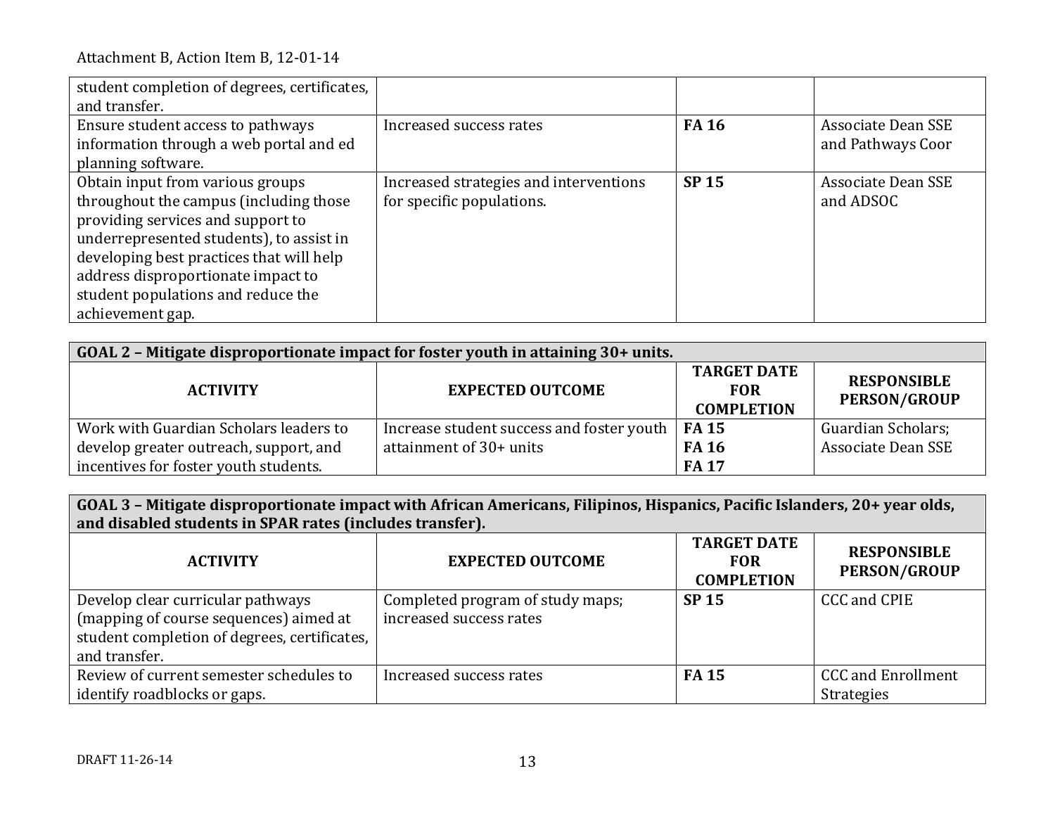| | | | |
|---|---|---|---|
| student completion of degrees, certificates, and transfer. | | | |
| Ensure student access to pathways information through a web portal and ed planning software. | Increased success rates | **FA 16** | Associate Dean SSE and Pathways Coor |
| Obtain input from various groups throughout the campus (including those providing services and support to underrepresented students), to assist in developing best practices that will help address disproportionate impact to student populations and reduce the achievement gap. | Increased strategies and interventions for specific populations. | **SP 15** | Associate Dean SSE and ADSOC |

| **GOAL 2 – Mitigate disproportionate impact for foster youth in attaining 30+ units.** | | | |
|---|---|---|---|
| **ACTIVITY** | **EXPECTED OUTCOME** | **TARGET DATE FOR COMPLETION** | **RESPONSIBLE PERSON/GROUP** |
| Work with Guardian Scholars leaders to develop greater outreach, support, and incentives for foster youth students. | Increase student success and foster youth attainment of 30+ units | **FA 15**<br>**FA 16**<br>**FA 17** | Guardian Scholars; Associate Dean SSE |

| **GOAL 3 – Mitigate disproportionate impact with African Americans, Filipinos, Hispanics, Pacific Islanders, 20+ year olds, and disabled students in SPAR rates (includes transfer).** | | | |
|---|---|---|---|
| **ACTIVITY** | **EXPECTED OUTCOME** | **TARGET DATE FOR COMPLETION** | **RESPONSIBLE PERSON/GROUP** |
| Develop clear curricular pathways (mapping of course sequences) aimed at student completion of degrees, certificates, and transfer. | Completed program of study maps; increased success rates | **SP 15** | CCC and CPIE |
| Review of current semester schedules to identify roadblocks or gaps. | Increased success rates | **FA 15** | CCC and Enrollment Strategies |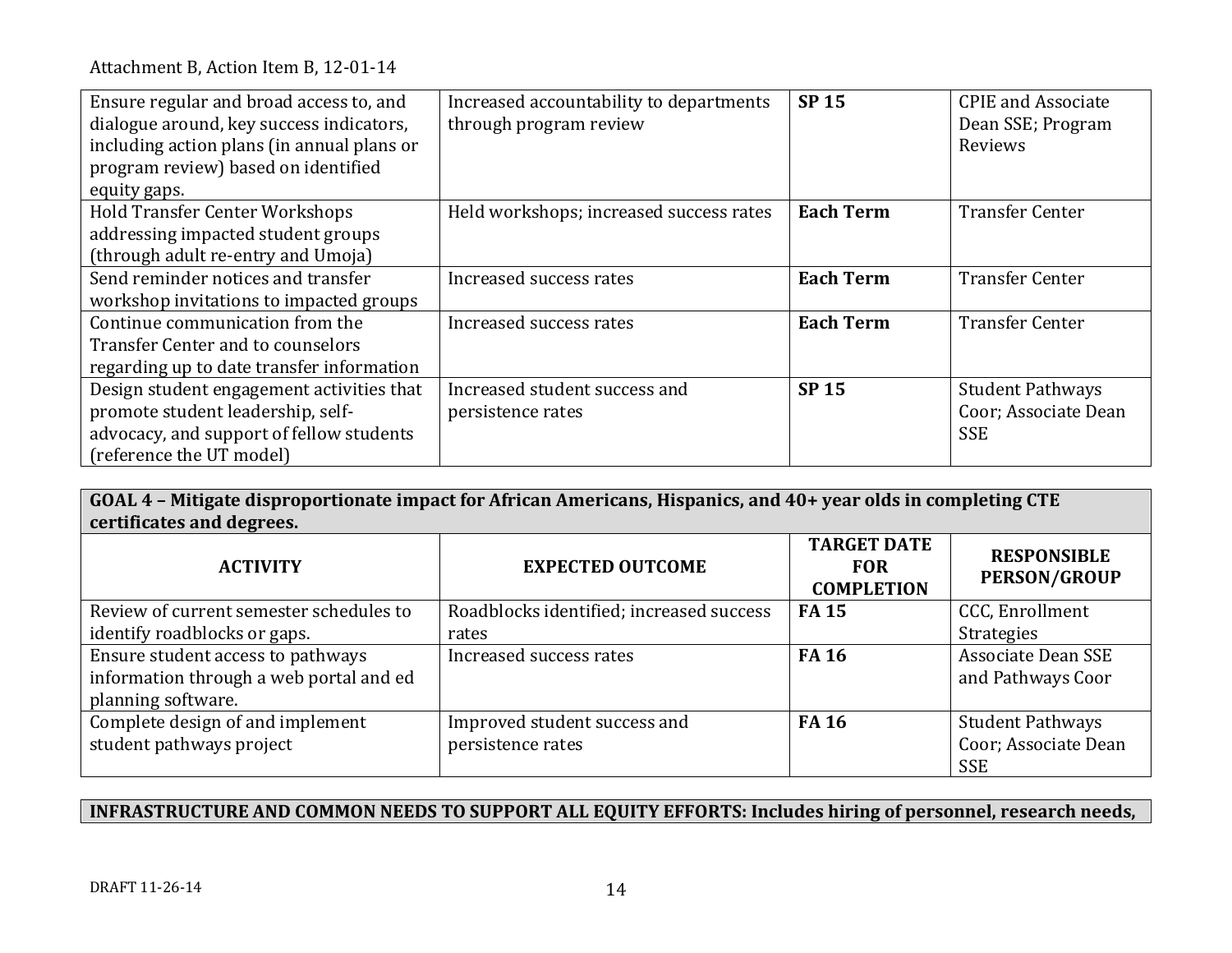| | | | |
|---|---|---|---|
| Ensure regular and broad access to, and dialogue around, key success indicators, including action plans (in annual plans or program review) based on identified equity gaps. | Increased accountability to departments through program review | **SP 15** | CPIE and Associate Dean SSE; Program Reviews |
| Hold Transfer Center Workshops addressing impacted student groups (through adult re-entry and Umoja) | Held workshops; increased success rates | **Each Term** | Transfer Center |
| Send reminder notices and transfer workshop invitations to impacted groups | Increased success rates | **Each Term** | Transfer Center |
| Continue communication from the Transfer Center and to counselors regarding up to date transfer information | Increased success rates | **Each Term** | Transfer Center |
| Design student engagement activities that promote student leadership, self-advocacy, and support of fellow students (reference the UT model) | Increased student success and persistence rates | **SP 15** | Student Pathways Coor; Associate Dean SSE |

**GOAL 4 – Mitigate disproportionate impact for African Americans, Hispanics, and 40+ year olds in completing CTE certificates and degrees.**

| ACTIVITY | EXPECTED OUTCOME | TARGET DATE FOR COMPLETION | RESPONSIBLE PERSON/GROUP |
|---|---|---|---|
| Review of current semester schedules to identify roadblocks or gaps. | Roadblocks identified; increased success rates | **FA 15** | CCC, Enrollment Strategies |
| Ensure student access to pathways information through a web portal and ed planning software. | Increased success rates | **FA 16** | Associate Dean SSE and Pathways Coor |
| Complete design of and implement student pathways project | Improved student success and persistence rates | **FA 16** | Student Pathways Coor; Associate Dean SSE |

**INFRASTRUCTURE AND COMMON NEEDS TO SUPPORT ALL EQUITY EFFORTS: Includes hiring of personnel, research needs,**

DRAFT 11-26-14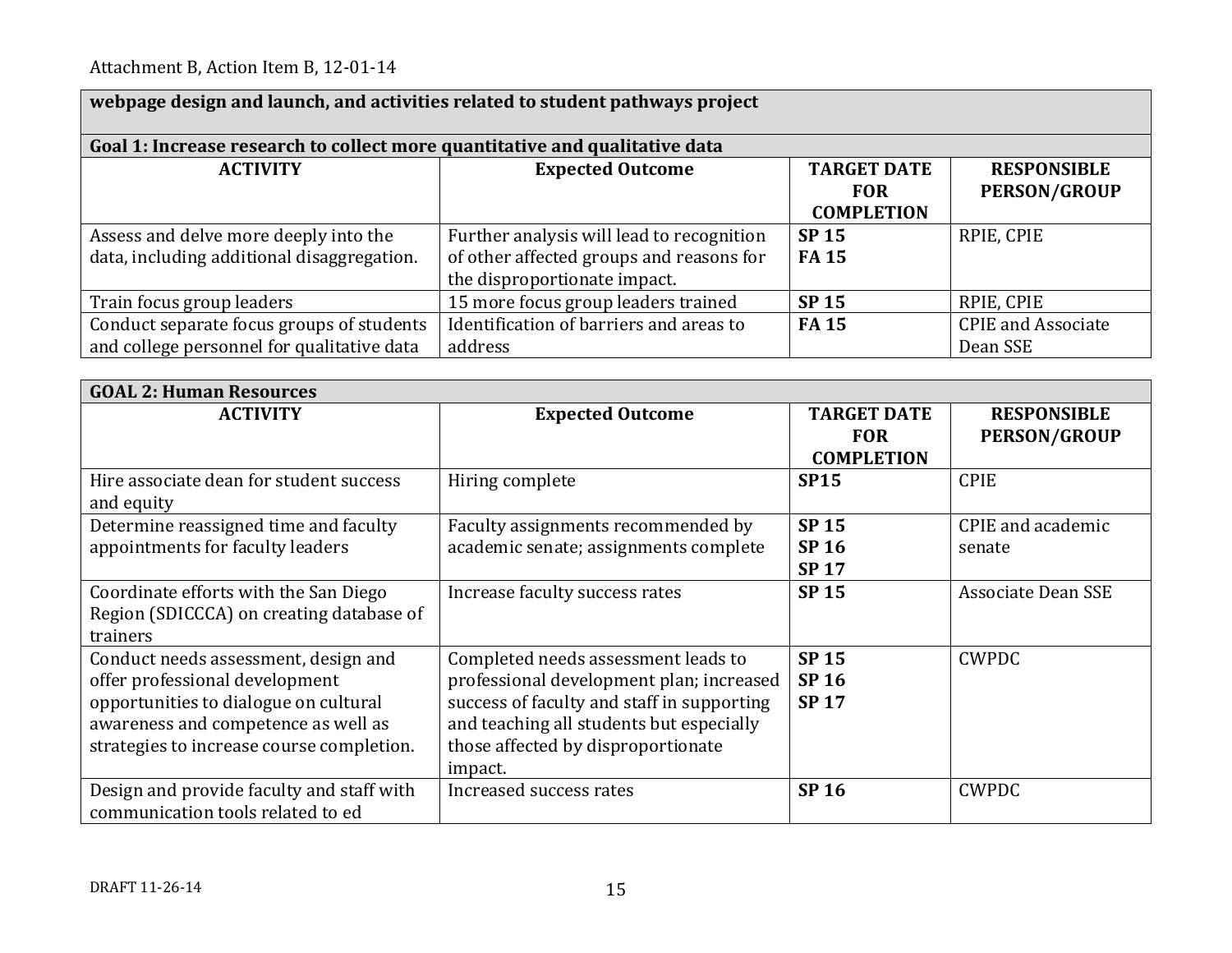| webpage design and launch, and activities related to student pathways project | | | |
|---|---|---|---|

**Goal 1: Increase research to collect more quantitative and qualitative data**

| ACTIVITY | Expected Outcome | TARGET DATE FOR COMPLETION | RESPONSIBLE PERSON/GROUP |
|---|---|---|---|
| Assess and delve more deeply into the data, including additional disaggregation. | Further analysis will lead to recognition of other affected groups and reasons for the disproportionate impact. | **SP 15**<br>**FA 15** | RPIE, CPIE |
| Train focus group leaders | 15 more focus group leaders trained | **SP 15** | RPIE, CPIE |
| Conduct separate focus groups of students and college personnel for qualitative data | Identification of barriers and areas to address | **FA 15** | CPIE and Associate Dean SSE |

**GOAL 2: Human Resources**

| ACTIVITY | Expected Outcome | TARGET DATE FOR COMPLETION | RESPONSIBLE PERSON/GROUP |
|---|---|---|---|
| Hire associate dean for student success and equity | Hiring complete | **SP15** | CPIE |
| Determine reassigned time and faculty appointments for faculty leaders | Faculty assignments recommended by academic senate; assignments complete | **SP 15**<br>**SP 16**<br>**SP 17** | CPIE and academic senate |
| Coordinate efforts with the San Diego Region (SDICCCA) on creating database of trainers | Increase faculty success rates | **SP 15** | Associate Dean SSE |
| Conduct needs assessment, design and offer professional development opportunities to dialogue on cultural awareness and competence as well as strategies to increase course completion. | Completed needs assessment leads to professional development plan; increased success of faculty and staff in supporting and teaching all students but especially those affected by disproportionate impact. | **SP 15**<br>**SP 16**<br>**SP 17** | CWPDC |
| Design and provide faculty and staff with communication tools related to ed | Increased success rates | **SP 16** | CWPDC |

DRAFT 11-26-14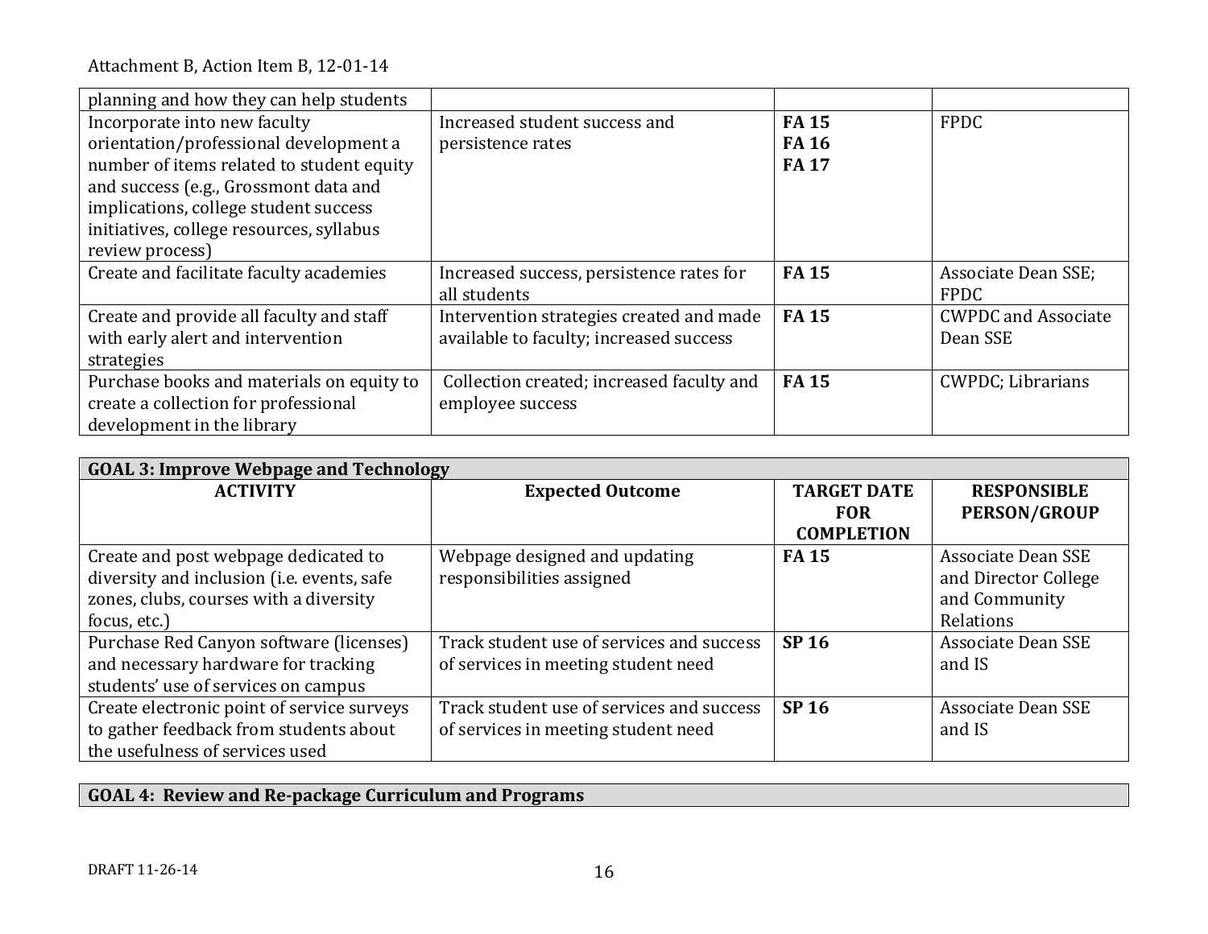Attachment B, Action Item B, 12-01-14

| | | | |
|---|---|---|---|
| planning and how they can help students | | | |
| Incorporate into new faculty orientation/professional development a number of items related to student equity and success (e.g., Grossmont data and implications, college student success initiatives, college resources, syllabus review process) | Increased student success and persistence rates | **FA 15**<br>**FA 16**<br>**FA 17** | FPDC |
| Create and facilitate faculty academies | Increased success, persistence rates for all students | **FA 15** | Associate Dean SSE; FPDC |
| Create and provide all faculty and staff with early alert and intervention strategies | Intervention strategies created and made available to faculty; increased success | **FA 15** | CWPDC and Associate Dean SSE |
| Purchase books and materials on equity to create a collection for professional development in the library | Collection created; increased faculty and employee success | **FA 15** | CWPDC; Librarians |

| **GOAL 3: Improve Webpage and Technology** | | | |
|---|---|---|---|
| **ACTIVITY** | **Expected Outcome** | **TARGET DATE FOR COMPLETION** | **RESPONSIBLE PERSON/GROUP** |
| Create and post webpage dedicated to diversity and inclusion (i.e. events, safe zones, clubs, courses with a diversity focus, etc.) | Webpage designed and updating responsibilities assigned | **FA 15** | Associate Dean SSE and Director College and Community Relations |
| Purchase Red Canyon software (licenses) and necessary hardware for tracking students' use of services on campus | Track student use of services and success of services in meeting student need | **SP 16** | Associate Dean SSE and IS |
| Create electronic point of service surveys to gather feedback from students about the usefulness of services used | Track student use of services and success of services in meeting student need | **SP 16** | Associate Dean SSE and IS |

| **GOAL 4: Review and Re-package Curriculum and Programs** |
|---|

DRAFT 11-26-14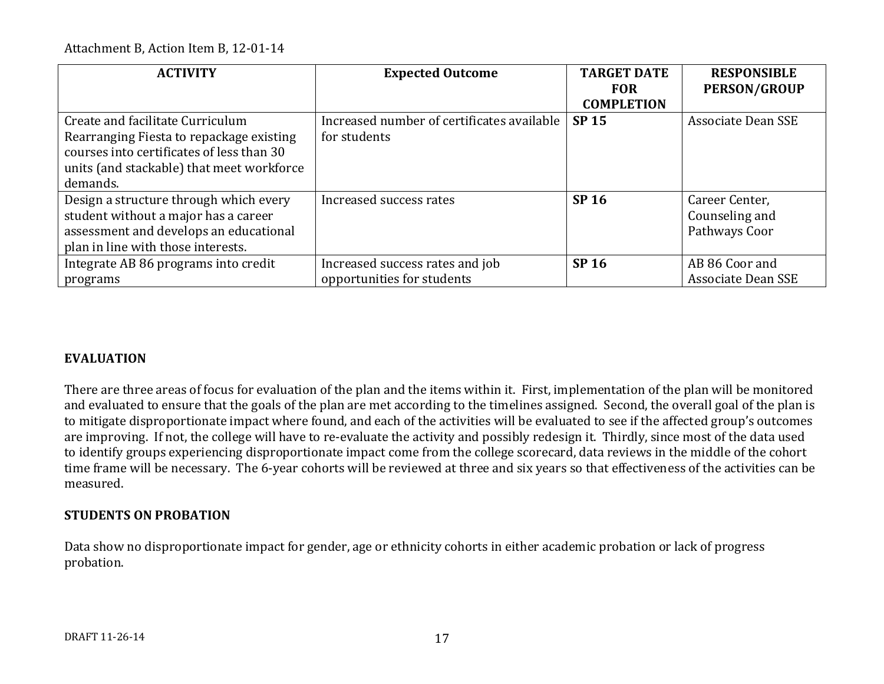Attachment B, Action Item B, 12-01-14

| ACTIVITY | Expected Outcome | TARGET DATE FOR COMPLETION | RESPONSIBLE PERSON/GROUP |
|---|---|---|---|
| Create and facilitate Curriculum Rearranging Fiesta to repackage existing courses into certificates of less than 30 units (and stackable) that meet workforce demands. | Increased number of certificates available for students | **SP 15** | Associate Dean SSE |
| Design a structure through which every student without a major has a career assessment and develops an educational plan in line with those interests. | Increased success rates | **SP 16** | Career Center, Counseling and Pathways Coor |
| Integrate AB 86 programs into credit programs | Increased success rates and job opportunities for students | **SP 16** | AB 86 Coor and Associate Dean SSE |

## EVALUATION

There are three areas of focus for evaluation of the plan and the items within it. First, implementation of the plan will be monitored and evaluated to ensure that the goals of the plan are met according to the timelines assigned. Second, the overall goal of the plan is to mitigate disproportionate impact where found, and each of the activities will be evaluated to see if the affected group's outcomes are improving. If not, the college will have to re-evaluate the activity and possibly redesign it. Thirdly, since most of the data used to identify groups experiencing disproportionate impact come from the college scorecard, data reviews in the middle of the cohort time frame will be necessary. The 6-year cohorts will be reviewed at three and six years so that effectiveness of the activities can be measured.

## STUDENTS ON PROBATION

Data show no disproportionate impact for gender, age or ethnicity cohorts in either academic probation or lack of progress probation.

DRAFT 11-26-14